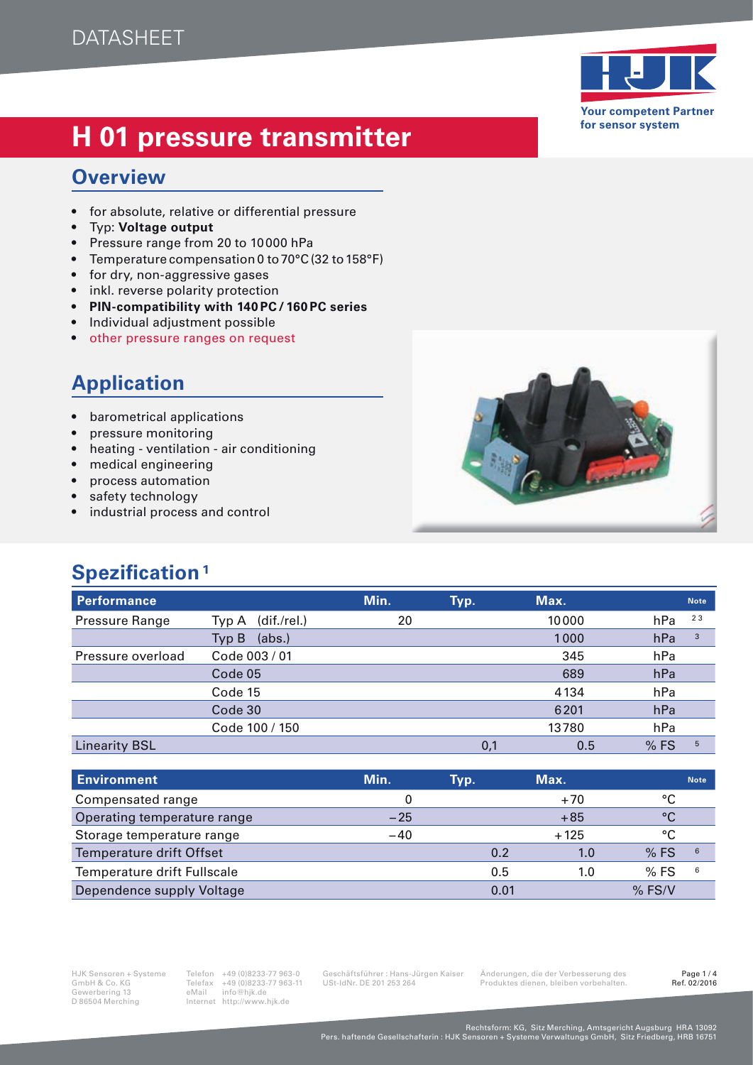DATASHEET

# H 01 pressure transmitter

Your competent Partner for sensor system

## Overview

- for absolute, relative or differential pressure
- Typ: **Voltage output**
- Pressure range from 20 to 10000 hPa
- Temperature compensation 0 to 70°C (32 to 158°F)
- for dry, non-aggressive gases
- inkl. reverse polarity protection
- **PIN-compatibility with 140PC / 160PC series**
- Individual adjustment possible
- other pressure ranges on request

## Application

- barometrical applications
- pressure monitoring
- heating - ventilation - air conditioning
- medical engineering
- process automation
- safety technology
- industrial process and control

## Spezification [1]

| Performance | | Min. | Typ. | Max. | | Note |
|---|---|---|---|---|---|---|
| Pressure Range | Typ A (dif./rel.) | 20 | | 10000 | hPa | 2 3 |
| | Typ B (abs.) | | | 1000 | hPa | 3 |
| Pressure overload | Code 003 / 01 | | | 345 | hPa | |
| | Code 05 | | | 689 | hPa | |
| | Code 15 | | | 4134 | hPa | |
| | Code 30 | | | 6201 | hPa | |
| | Code 100 / 150 | | | 13780 | hPa | |
| Linearity BSL | | | 0,1 | 0.5 | % FS | 5 |

| Environment | Min. | Typ. | Max. | | Note |
|---|---|---|---|---|---|
| Compensated range | 0 | | +70 | °C | |
| Operating temperature range | −25 | | +85 | °C | |
| Storage temperature range | −40 | | +125 | °C | |
| Temperature drift Offset | | 0.2 | 1.0 | % FS | 6 |
| Temperature drift Fullscale | | 0.5 | 1.0 | % FS | 6 |
| Dependence supply Voltage | | 0.01 | | % FS/V | |

HJK Sensoren + Systeme GmbH & Co. KG
Gewerbering 13
D 86504 Merching

Telefon +49 (0)8233-77 963-0
Telefax +49 (0)8233-77 963-11
eMail info@hjk.de
Internet http://www.hjk.de

Geschäftsführer : Hans-Jürgen Kaiser
USt-IdNr. DE 201 253 264

Änderungen, die der Verbesserung des Produktes dienen, bleiben vorbehalten.

Ref. 02/2016

Rechtsform: KG, Sitz Merching, Amtsgericht Augsburg HRA 13092
Pers. haftende Gesellschafterin : HJK Sensoren + Systeme Verwaltungs GmbH, Sitz Friedberg, HRB 16751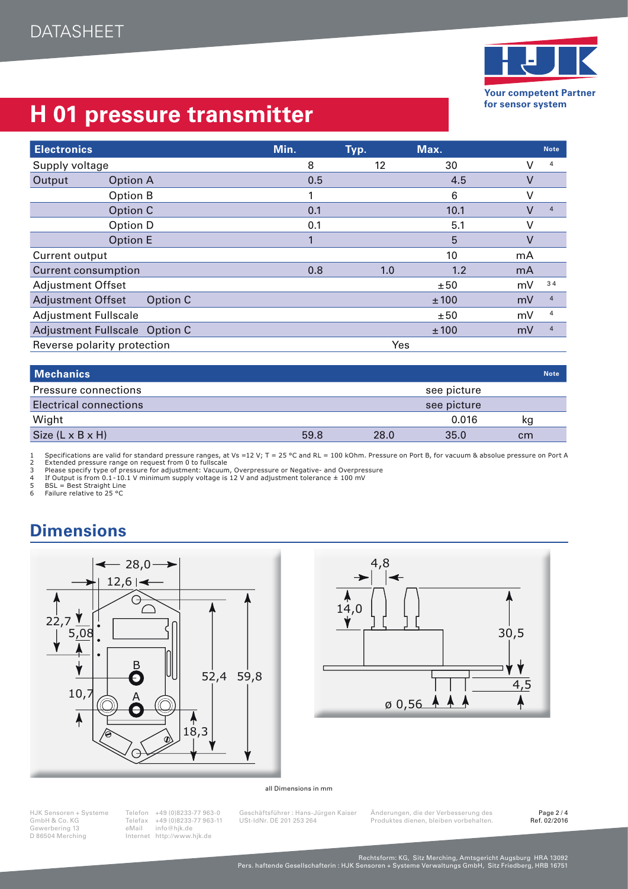# H 01 pressure transmitter

| Electronics | | Min. | Typ. | Max. | | Note |
|---|---|---|---|---|---|---|
| Supply voltage | | 8 | 12 | 30 | V | 4 |
| Output | Option A | 0.5 | | 4.5 | V | |
| | Option B | 1 | | 6 | V | |
| | Option C | 0.1 | | 10.1 | V | 4 |
| | Option D | 0.1 | | 5.1 | V | |
| | Option E | 1 | | 5 | V | |
| Current output | | | | 10 | mA | |
| Current consumption | | 0.8 | 1.0 | 1.2 | mA | |
| Adjustment Offset | | | | ±50 | mV | 3 4 |
| Adjustment Offset | Option C | | | ±100 | mV | 4 |
| Adjustment Fullscale | | | | ±50 | mV | 4 |
| Adjustment Fullscale | Option C | | | ±100 | mV | 4 |
| Reverse polarity protection | | | Yes | | | |

| Mechanics | | | | | Note |
|---|---|---|---|---|---|
| Pressure connections | | | see picture | | |
| Electrical connections | | | see picture | | |
| Wight | | | 0.016 | kg | |
| Size (L x B x H) | 59.8 | 28.0 | 35.0 | cm | |

1 Specifications are valid for standard pressure ranges, at Vs =12 V; T = 25 °C and RL = 100 kOhm. Pressure on Port B, for vacuum & absolue pressure on Port A
2 Extended pressure range on request from 0 to fullscale
3 Please specify type of pressure for adjustment: Vacuum, Overpressure or Negative- and Overpressure
4 If Output is from 0.1 - 10.1 V minimum supply voltage is 12 V and adjustment tolerance ± 100 mV
5 BSL = Best Straight Line
6 Failure relative to 25 °C

## Dimensions

all Dimensions in mm

HJK Sensoren + Systeme GmbH & Co. KG
Gewerbering 13
D 86504 Merching

Telefon +49 (0)8233-77 963-0
Telefax +49 (0)8233-77 963-11
eMail info@hjk.de
Internet http://www.hjk.de

Geschäftsführer : Hans-Jürgen Kaiser
USt-IdNr. DE 201 253 264

Änderungen, die der Verbesserung des Produktes dienen, bleiben vorbehalten.

Ref. 02/2016

Rechtsform: KG, Sitz Merching, Amtsgericht Augsburg HRA 13092
Pers. haftende Gesellschafterin : HJK Sensoren + Systeme Verwaltungs GmbH, Sitz Friedberg, HRB 16751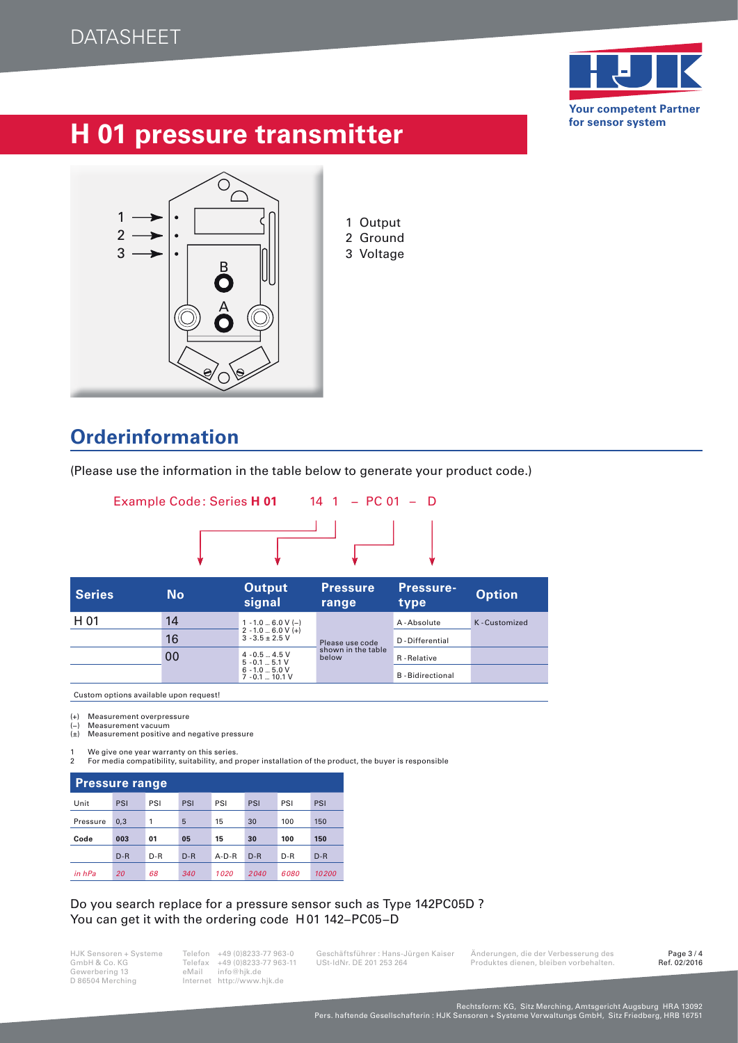DATASHEET

# H 01 pressure transmitter

1 Output
2 Ground
3 Voltage

## Orderinformation

(Please use the information in the table below to generate your product code.)

Example Code: Series **H 01** 14 1 – PC 01 – D

| Series | No | Output signal | Pressure range | Pressure-type | Option |
|---|---|---|---|---|---|
| H 01 | 14 | 1 - 1.0 ... 6.0 V (–)<br>2 - 1.0 ... 6.0 V (+)<br>3 - 3.5 ± 2.5 V | Please use code shown in the table below | A - Absolute | K - Customized |
| | 16 | | | D - Differential | |
| | 00 | 4 - 0.5 ... 4.5 V<br>5 - 0.1 ... 5.1 V<br>6 - 1.0 ... 5.0 V<br>7 - 0.1 ... 10.1 V | | R - Relative | |
| | | | | B - Bidirectional | |

Custom options available upon request!

(+) Measurement overpressure
(–) Measurement vacuum
(±) Measurement positive and negative pressure

1 We give one year warranty on this series.
2 For media compatibility, suitability, and proper installation of the product, the buyer is responsible

| Pressure range | | | | | | | |
|---|---|---|---|---|---|---|---|
| Unit | PSI | PSI | PSI | PSI | PSI | PSI | PSI |
| Pressure | 0,3 | 1 | 5 | 15 | 30 | 100 | 150 |
| **Code** | **003** | **01** | **05** | **15** | **30** | **100** | **150** |
| | D-R | D-R | D-R | A-D-R | D-R | D-R | D-R |
| *in hPa* | *20* | *68* | *340* | *1020* | *2040* | *6080* | *10200* |

Do you search replace for a pressure sensor such as Type 142PC05D ?
You can get it with the ordering code H 01 142–PC05–D

HJK Sensoren + Systeme GmbH & Co. KG
Gewerbering 13
D 86504 Merching

Telefon +49 (0)8233-77 963-0
Telefax +49 (0)8233-77 963-11
eMail info@hjk.de
Internet http://www.hjk.de

Geschäftsführer : Hans-Jürgen Kaiser
USt-IdNr. DE 201 253 264

Änderungen, die der Verbesserung des Produktes dienen, bleiben vorbehalten.

Ref. 02/2016

Rechtsform: KG, Sitz Merching, Amtsgericht Augsburg HRA 13092
Pers. haftende Gesellschafterin : HJK Sensoren + Systeme Verwaltungs GmbH, Sitz Friedberg, HRB 16751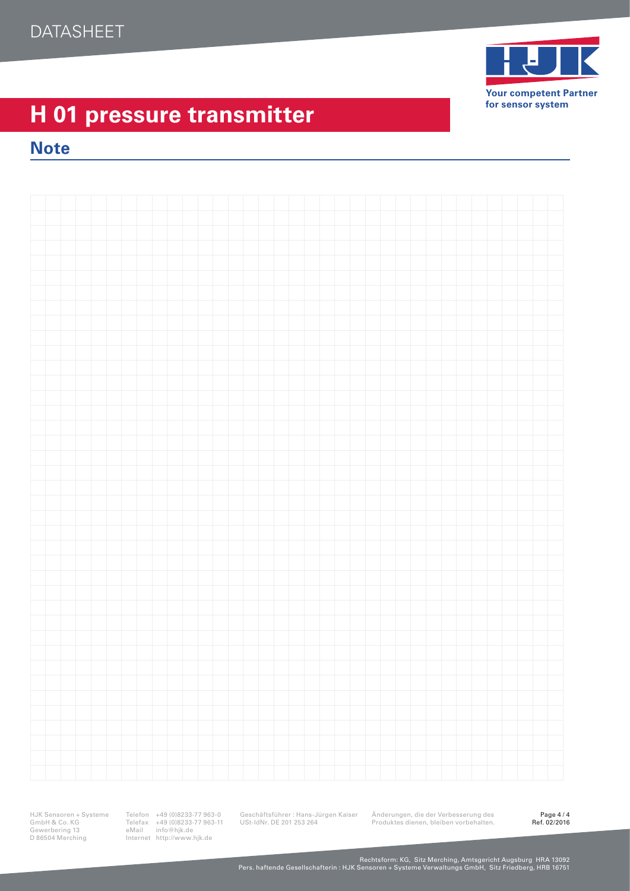# H 01 pressure transmitter

## Note